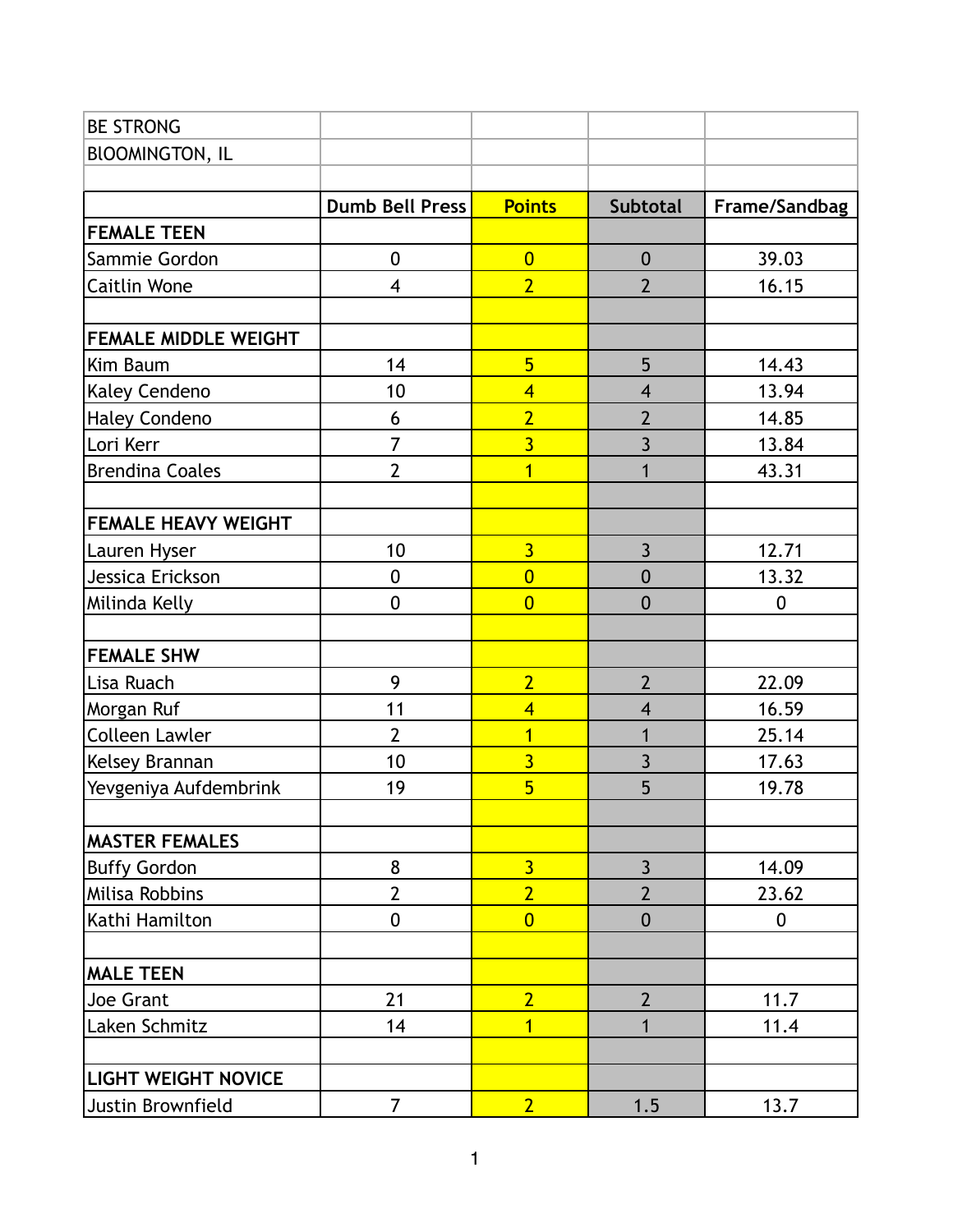| BE STRONG | | | | |
|---|---|---|---|---|
| BlOOMINGTON, IL | | | | |
| | | | | |
| | **Dumb Bell Press** | **Points** | **Subtotal** | **Frame/Sandbag** |
| **FEMALE TEEN** | | | | |
| Sammie Gordon | 0 | 0 | 0 | 39.03 |
| Caitlin Wone | 4 | 2 | 2 | 16.15 |
| | | | | |
| **FEMALE MIDDLE WEIGHT** | | | | |
| Kim Baum | 14 | 5 | 5 | 14.43 |
| Kaley Cendeno | 10 | 4 | 4 | 13.94 |
| Haley Condeno | 6 | 2 | 2 | 14.85 |
| Lori Kerr | 7 | 3 | 3 | 13.84 |
| Brendina Coales | 2 | 1 | 1 | 43.31 |
| | | | | |
| **FEMALE HEAVY WEIGHT** | | | | |
| Lauren Hyser | 10 | 3 | 3 | 12.71 |
| Jessica Erickson | 0 | 0 | 0 | 13.32 |
| Milinda Kelly | 0 | 0 | 0 | 0 |
| | | | | |
| **FEMALE SHW** | | | | |
| Lisa Ruach | 9 | 2 | 2 | 22.09 |
| Morgan Ruf | 11 | 4 | 4 | 16.59 |
| Colleen Lawler | 2 | 1 | 1 | 25.14 |
| Kelsey Brannan | 10 | 3 | 3 | 17.63 |
| Yevgeniya Aufdembrink | 19 | 5 | 5 | 19.78 |
| | | | | |
| **MASTER FEMALES** | | | | |
| Buffy Gordon | 8 | 3 | 3 | 14.09 |
| Milisa Robbins | 2 | 2 | 2 | 23.62 |
| Kathi Hamilton | 0 | 0 | 0 | 0 |
| | | | | |
| **MALE TEEN** | | | | |
| Joe Grant | 21 | 2 | 2 | 11.7 |
| Laken Schmitz | 14 | 1 | 1 | 11.4 |
| | | | | |
| **LIGHT WEIGHT NOVICE** | | | | |
| Justin Brownfield | 7 | 2 | 1.5 | 13.7 |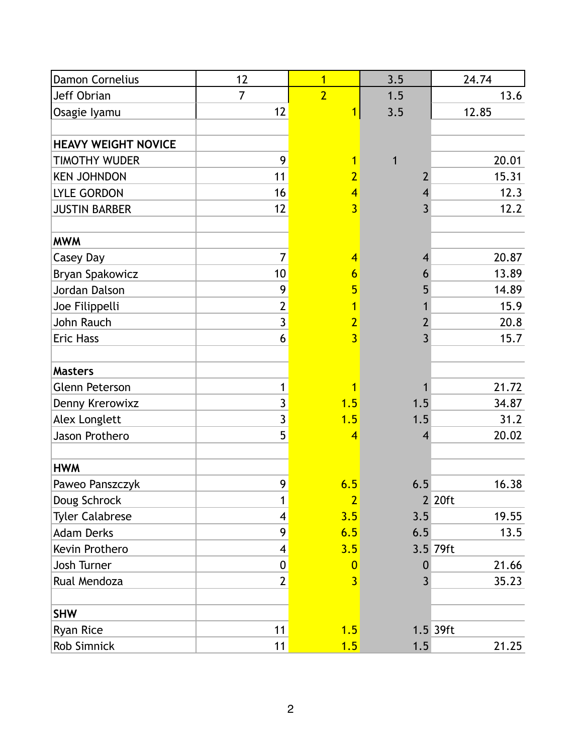| | | | | |
|---|---|---|---|---|
| Damon Cornelius | 12 | 1 | 3.5 | 24.74 |
| Jeff Obrian | 7 | 2 | 1.5 | 13.6 |
| Osagie Iyamu | 12 | 1 | 3.5 | 12.85 |
| | | | | |
| **HEAVY WEIGHT NOVICE** | | | | |
| TIMOTHY WUDER | 9 | 1 | 1 | 20.01 |
| KEN JOHNDON | 11 | 2 | 2 | 15.31 |
| LYLE GORDON | 16 | 4 | 4 | 12.3 |
| JUSTIN BARBER | 12 | 3 | 3 | 12.2 |
| | | | | |
| **MWM** | | | | |
| Casey Day | 7 | 4 | 4 | 20.87 |
| Bryan Spakowicz | 10 | 6 | 6 | 13.89 |
| Jordan Dalson | 9 | 5 | 5 | 14.89 |
| Joe Filippelli | 2 | 1 | 1 | 15.9 |
| John Rauch | 3 | 2 | 2 | 20.8 |
| Eric Hass | 6 | 3 | 3 | 15.7 |
| | | | | |
| **Masters** | | | | |
| Glenn Peterson | 1 | 1 | 1 | 21.72 |
| Denny Krerowixz | 3 | 1.5 | 1.5 | 34.87 |
| Alex Longlett | 3 | 1.5 | 1.5 | 31.2 |
| Jason Prothero | 5 | 4 | 4 | 20.02 |
| | | | | |
| **HWM** | | | | |
| Paweo Panszczyk | 9 | 6.5 | 6.5 | 16.38 |
| Doug Schrock | 1 | 2 | 2 | 20ft |
| Tyler Calabrese | 4 | 3.5 | 3.5 | 19.55 |
| Adam Derks | 9 | 6.5 | 6.5 | 13.5 |
| Kevin Prothero | 4 | 3.5 | 3.5 | 79ft |
| Josh Turner | 0 | 0 | 0 | 21.66 |
| Rual Mendoza | 2 | 3 | 3 | 35.23 |
| | | | | |
| **SHW** | | | | |
| Ryan Rice | 11 | 1.5 | 1.5 | 39ft |
| Rob Simnick | 11 | 1.5 | 1.5 | 21.25 |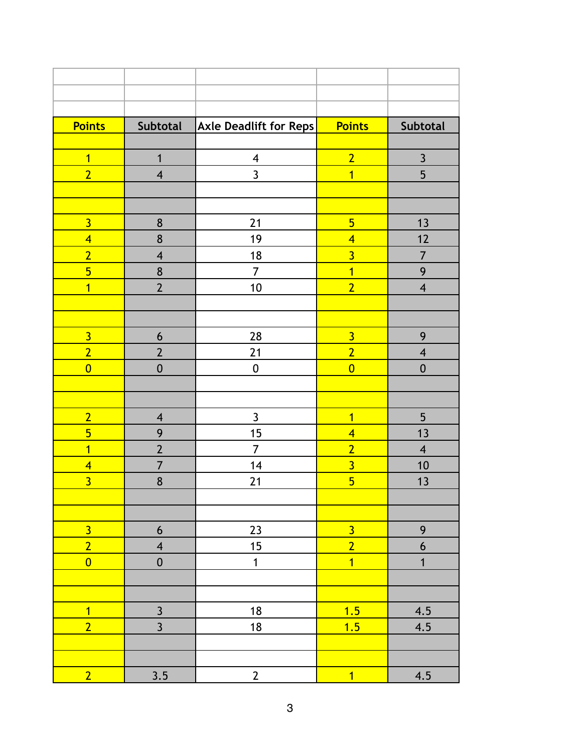| | | | | |
|---|---|---|---|---|
| | | | | |
| | | | | |
| **Points** | **Subtotal** | **Axle Deadlift for Reps** | **Points** | **Subtotal** |
| | | | | |
| 1 | 1 | 4 | 2 | 3 |
| 2 | 4 | 3 | 1 | 5 |
| | | | | |
| | | | | |
| 3 | 8 | 21 | 5 | 13 |
| 4 | 8 | 19 | 4 | 12 |
| 2 | 4 | 18 | 3 | 7 |
| 5 | 8 | 7 | 1 | 9 |
| 1 | 2 | 10 | 2 | 4 |
| | | | | |
| | | | | |
| 3 | 6 | 28 | 3 | 9 |
| 2 | 2 | 21 | 2 | 4 |
| 0 | 0 | 0 | 0 | 0 |
| | | | | |
| | | | | |
| 2 | 4 | 3 | 1 | 5 |
| 5 | 9 | 15 | 4 | 13 |
| 1 | 2 | 7 | 2 | 4 |
| 4 | 7 | 14 | 3 | 10 |
| 3 | 8 | 21 | 5 | 13 |
| | | | | |
| | | | | |
| 3 | 6 | 23 | 3 | 9 |
| 2 | 4 | 15 | 2 | 6 |
| 0 | 0 | 1 | 1 | 1 |
| | | | | |
| | | | | |
| 1 | 3 | 18 | 1.5 | 4.5 |
| 2 | 3 | 18 | 1.5 | 4.5 |
| | | | | |
| | | | | |
| 2 | 3.5 | 2 | 1 | 4.5 |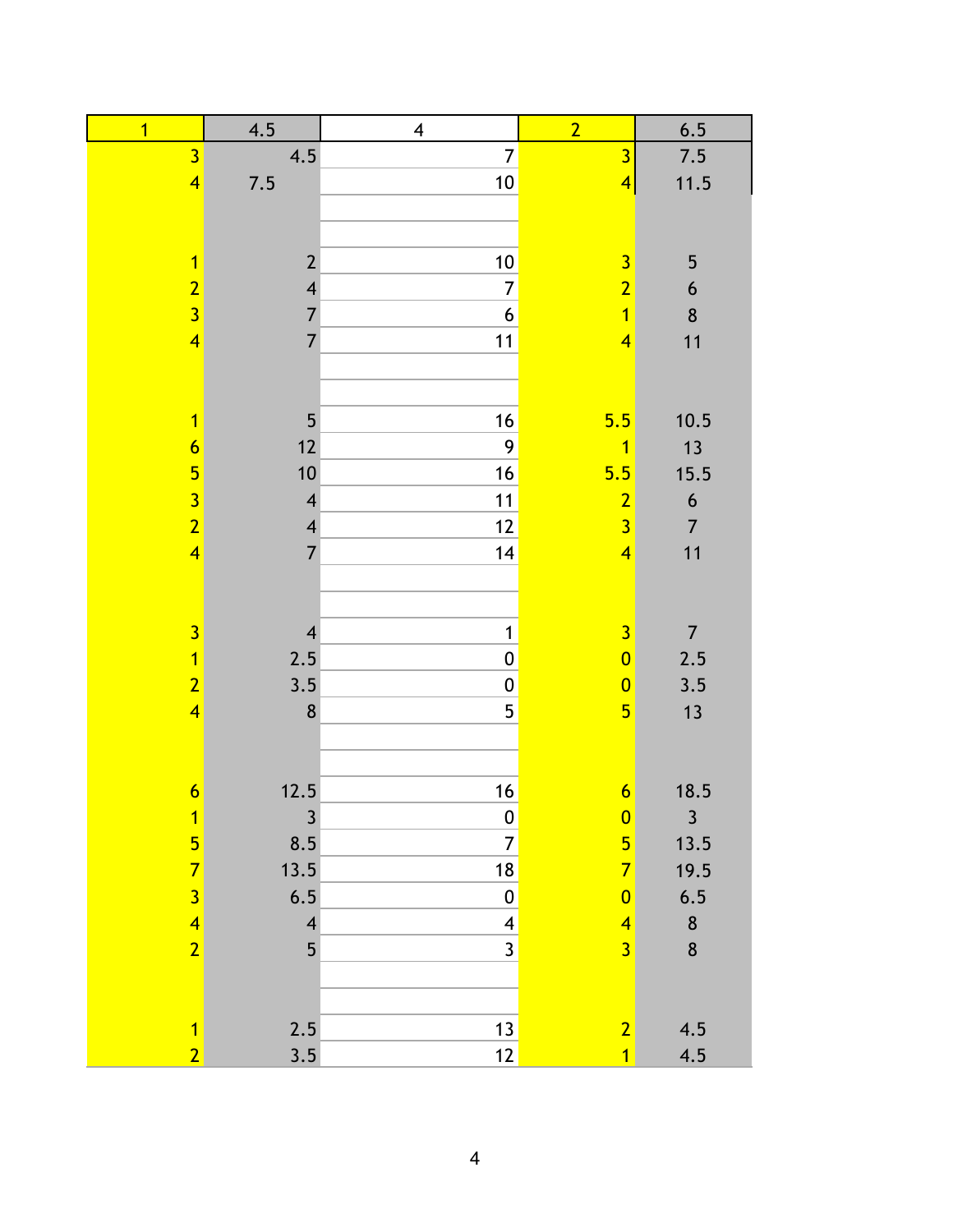| 1 | 4.5 | 4 | 2 | 6.5 |
|---|---|---|---|---|
| 3 | 4.5 | 7 | 3 | 7.5 |
| 4 | 7.5 | 10 | 4 | 11.5 |
| | | | | |
| | | | | |
| 1 | 2 | 10 | 3 | 5 |
| 2 | 4 | 7 | 2 | 6 |
| 3 | 7 | 6 | 1 | 8 |
| 4 | 7 | 11 | 4 | 11 |
| | | | | |
| | | | | |
| 1 | 5 | 16 | 5.5 | 10.5 |
| 6 | 12 | 9 | 1 | 13 |
| 5 | 10 | 16 | 5.5 | 15.5 |
| 3 | 4 | 11 | 2 | 6 |
| 2 | 4 | 12 | 3 | 7 |
| 4 | 7 | 14 | 4 | 11 |
| | | | | |
| | | | | |
| 3 | 4 | 1 | 3 | 7 |
| 1 | 2.5 | 0 | 0 | 2.5 |
| 2 | 3.5 | 0 | 0 | 3.5 |
| 4 | 8 | 5 | 5 | 13 |
| | | | | |
| | | | | |
| 6 | 12.5 | 16 | 6 | 18.5 |
| 1 | 3 | 0 | 0 | 3 |
| 5 | 8.5 | 7 | 5 | 13.5 |
| 7 | 13.5 | 18 | 7 | 19.5 |
| 3 | 6.5 | 0 | 0 | 6.5 |
| 4 | 4 | 4 | 4 | 8 |
| 2 | 5 | 3 | 3 | 8 |
| | | | | |
| | | | | |
| 1 | 2.5 | 13 | 2 | 4.5 |
| 2 | 3.5 | 12 | 1 | 4.5 |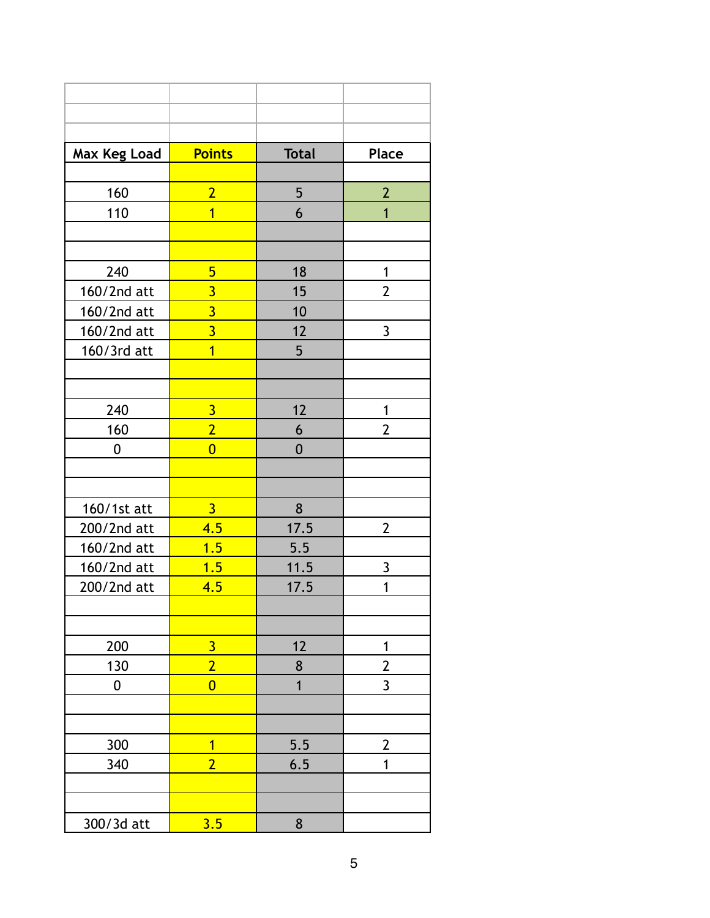| Max Keg Load | Points | Total | Place |
|---|---|---|---|
| | | | |
| 160 | 2 | 5 | 2 |
| 110 | 1 | 6 | 1 |
| | | | |
| | | | |
| 240 | 5 | 18 | 1 |
| 160/2nd att | 3 | 15 | 2 |
| 160/2nd att | 3 | 10 | |
| 160/2nd att | 3 | 12 | 3 |
| 160/3rd att | 1 | 5 | |
| | | | |
| | | | |
| 240 | 3 | 12 | 1 |
| 160 | 2 | 6 | 2 |
| 0 | 0 | 0 | |
| | | | |
| | | | |
| 160/1st att | 3 | 8 | |
| 200/2nd att | 4.5 | 17.5 | 2 |
| 160/2nd att | 1.5 | 5.5 | |
| 160/2nd att | 1.5 | 11.5 | 3 |
| 200/2nd att | 4.5 | 17.5 | 1 |
| | | | |
| | | | |
| 200 | 3 | 12 | 1 |
| 130 | 2 | 8 | 2 |
| 0 | 0 | 1 | 3 |
| | | | |
| | | | |
| 300 | 1 | 5.5 | 2 |
| 340 | 2 | 6.5 | 1 |
| | | | |
| | | | |
| 300/3d att | 3.5 | 8 | |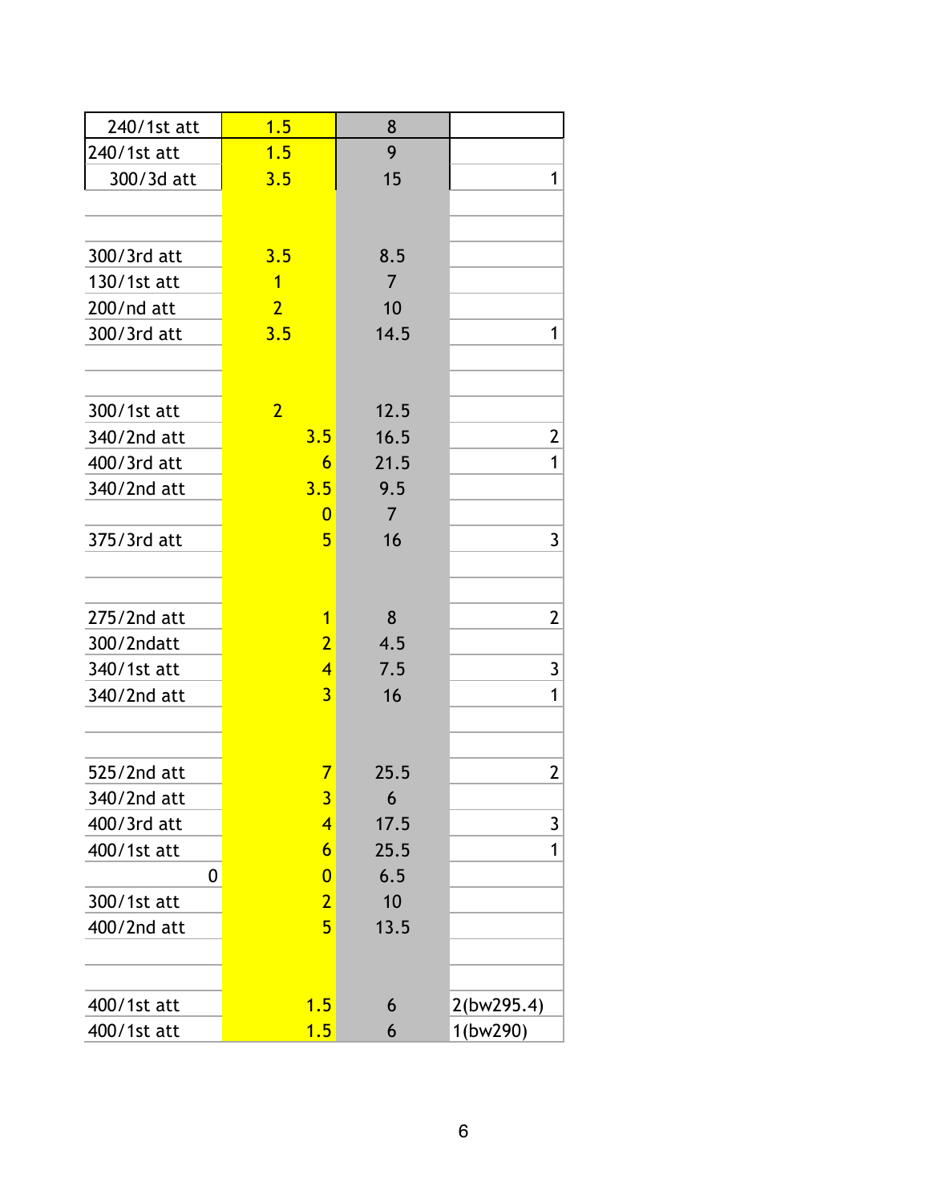| | | | |
|---|---|---|---|
| 240/1st att | 1.5 | 8 | |
| 240/1st att | 1.5 | 9 | |
| 300/3d att | 3.5 | 15 | 1 |
| | | | |
| | | | |
| 300/3rd att | 3.5 | 8.5 | |
| 130/1st att | 1 | 7 | |
| 200/nd att | 2 | 10 | |
| 300/3rd att | 3.5 | 14.5 | 1 |
| | | | |
| | | | |
| 300/1st att | 2 | 12.5 | |
| 340/2nd att | 3.5 | 16.5 | 2 |
| 400/3rd att | 6 | 21.5 | 1 |
| 340/2nd att | 3.5 | 9.5 | |
| | 0 | 7 | |
| 375/3rd att | 5 | 16 | 3 |
| | | | |
| | | | |
| 275/2nd att | 1 | 8 | 2 |
| 300/2ndatt | 2 | 4.5 | |
| 340/1st att | 4 | 7.5 | 3 |
| 340/2nd att | 3 | 16 | 1 |
| | | | |
| | | | |
| 525/2nd att | 7 | 25.5 | 2 |
| 340/2nd att | 3 | 6 | |
| 400/3rd att | 4 | 17.5 | 3 |
| 400/1st att | 6 | 25.5 | 1 |
| 0 | 0 | 6.5 | |
| 300/1st att | 2 | 10 | |
| 400/2nd att | 5 | 13.5 | |
| | | | |
| | | | |
| 400/1st att | 1.5 | 6 | 2(bw295.4) |
| 400/1st att | 1.5 | 6 | 1(bw290) |